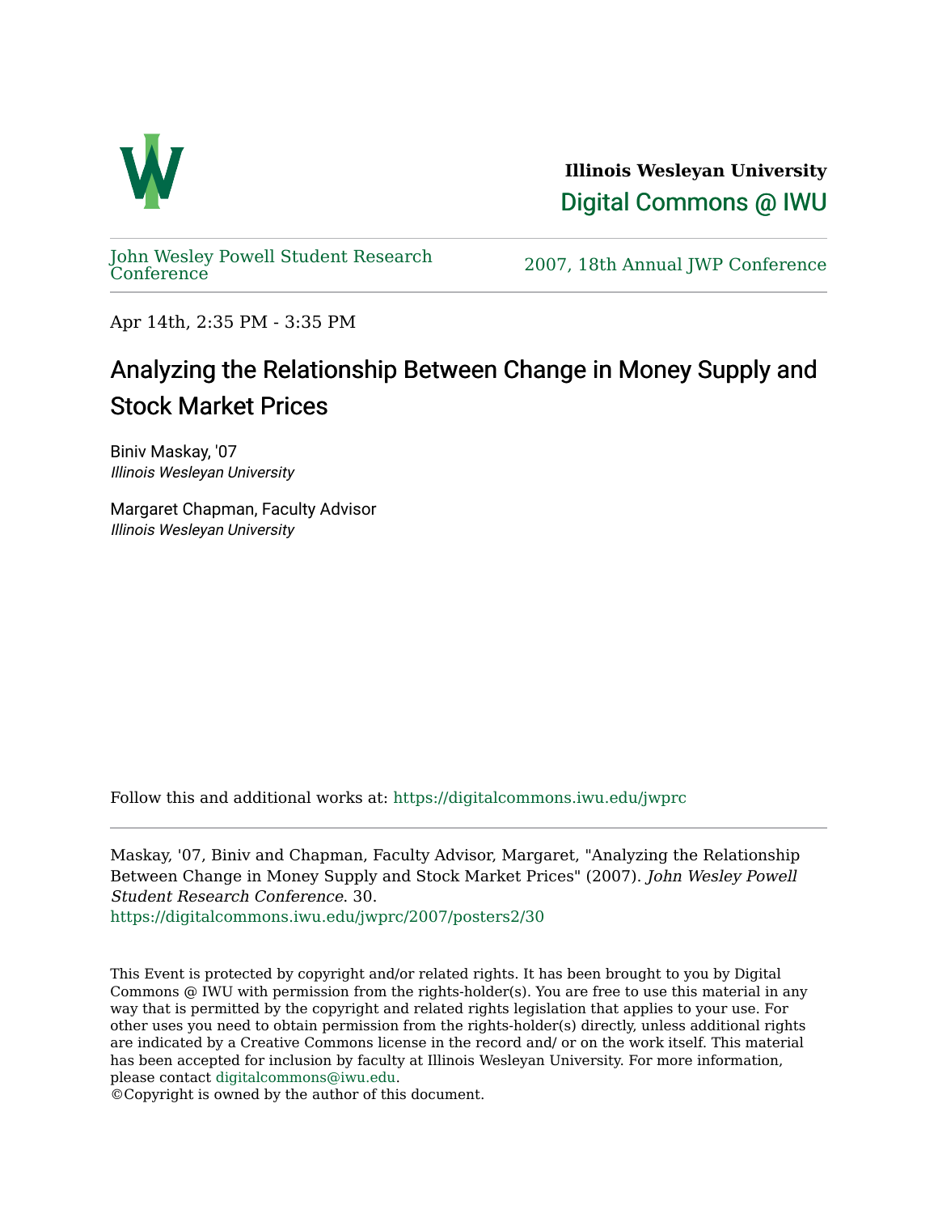**Illinois Wesleyan University**

Digital Commons @ IWU

John Wesley Powell Student Research Conference

2007, 18th Annual JWP Conference

Apr 14th, 2:35 PM - 3:35 PM

# Analyzing the Relationship Between Change in Money Supply and Stock Market Prices

Biniv Maskay, '07
*Illinois Wesleyan University*

Margaret Chapman, Faculty Advisor
*Illinois Wesleyan University*

Follow this and additional works at: https://digitalcommons.iwu.edu/jwprc

Maskay, '07, Biniv and Chapman, Faculty Advisor, Margaret, "Analyzing the Relationship Between Change in Money Supply and Stock Market Prices" (2007). *John Wesley Powell Student Research Conference*. 30.
https://digitalcommons.iwu.edu/jwprc/2007/posters2/30

This Event is protected by copyright and/or related rights. It has been brought to you by Digital Commons @ IWU with permission from the rights-holder(s). You are free to use this material in any way that is permitted by the copyright and related rights legislation that applies to your use. For other uses you need to obtain permission from the rights-holder(s) directly, unless additional rights are indicated by a Creative Commons license in the record and/ or on the work itself. This material has been accepted for inclusion by faculty at Illinois Wesleyan University. For more information, please contact digitalcommons@iwu.edu.
©Copyright is owned by the author of this document.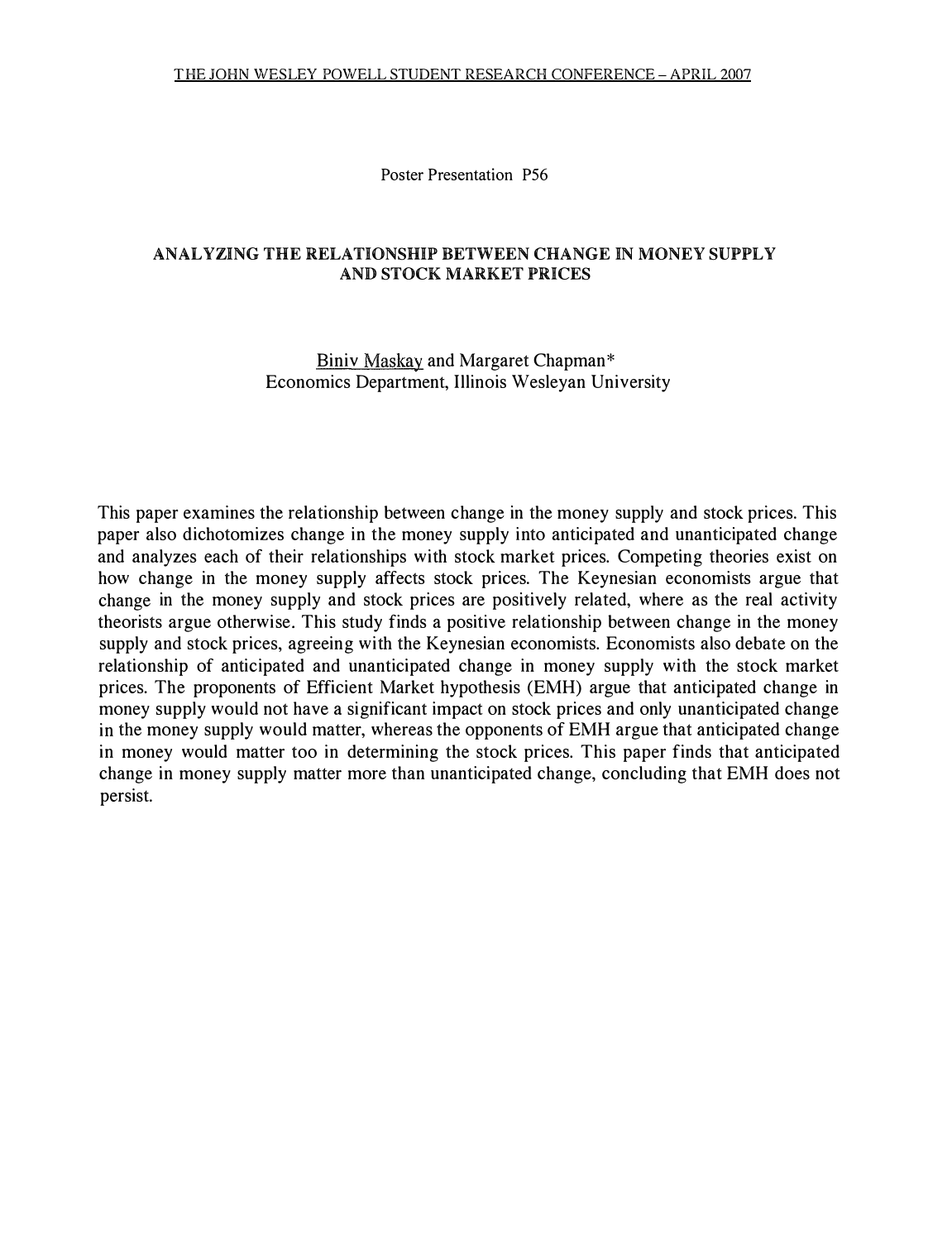Poster Presentation P56

## ANALYZING THE RELATIONSHIP BETWEEN CHANGE IN MONEY SUPPLY AND STOCK MARKET PRICES

Biniv Maskay and Margaret Chapman*
Economics Department, Illinois Wesleyan University

This paper examines the relationship between change in the money supply and stock prices. This paper also dichotomizes change in the money supply into anticipated and unanticipated change and analyzes each of their relationships with stock market prices. Competing theories exist on how change in the money supply affects stock prices. The Keynesian economists argue that change in the money supply and stock prices are positively related, where as the real activity theorists argue otherwise. This study finds a positive relationship between change in the money supply and stock prices, agreeing with the Keynesian economists. Economists also debate on the relationship of anticipated and unanticipated change in money supply with the stock market prices. The proponents of Efficient Market hypothesis (EMH) argue that anticipated change in money supply would not have a significant impact on stock prices and only unanticipated change in the money supply would matter, whereas the opponents of EMH argue that anticipated change in money would matter too in determining the stock prices. This paper finds that anticipated change in money supply matter more than unanticipated change, concluding that EMH does not persist.